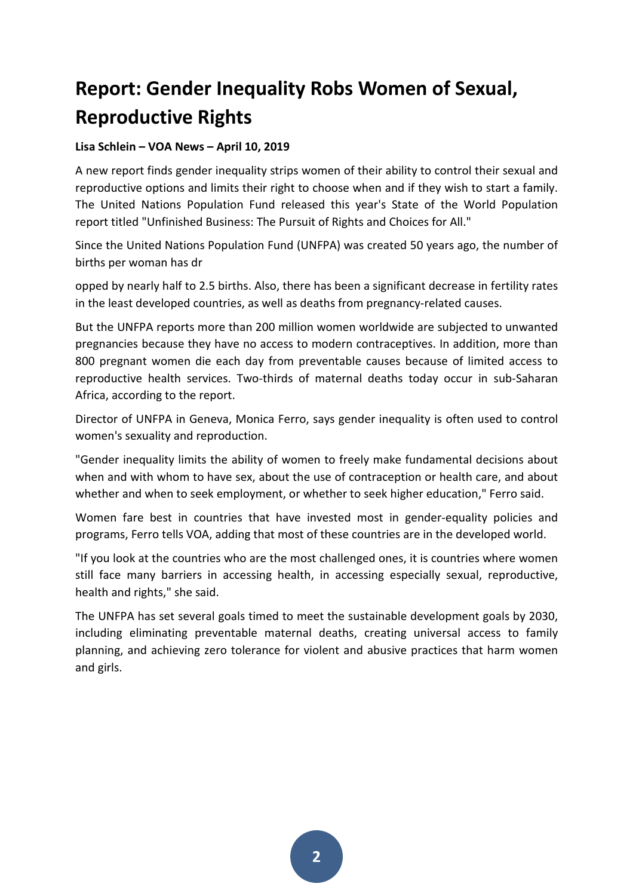# Report: Gender Inequality Robs Women of Sexual, Reproductive Rights

**Lisa Schlein – VOA News – April 10, 2019**

A new report finds gender inequality strips women of their ability to control their sexual and reproductive options and limits their right to choose when and if they wish to start a family. The United Nations Population Fund released this year's State of the World Population report titled "Unfinished Business: The Pursuit of Rights and Choices for All."

Since the United Nations Population Fund (UNFPA) was created 50 years ago, the number of births per woman has dropped by nearly half to 2.5 births. Also, there has been a significant decrease in fertility rates in the least developed countries, as well as deaths from pregnancy-related causes.

But the UNFPA reports more than 200 million women worldwide are subjected to unwanted pregnancies because they have no access to modern contraceptives. In addition, more than 800 pregnant women die each day from preventable causes because of limited access to reproductive health services. Two-thirds of maternal deaths today occur in sub-Saharan Africa, according to the report.

Director of UNFPA in Geneva, Monica Ferro, says gender inequality is often used to control women's sexuality and reproduction.

"Gender inequality limits the ability of women to freely make fundamental decisions about when and with whom to have sex, about the use of contraception or health care, and about whether and when to seek employment, or whether to seek higher education," Ferro said.

Women fare best in countries that have invested most in gender-equality policies and programs, Ferro tells VOA, adding that most of these countries are in the developed world.

"If you look at the countries who are the most challenged ones, it is countries where women still face many barriers in accessing health, in accessing especially sexual, reproductive, health and rights," she said.

The UNFPA has set several goals timed to meet the sustainable development goals by 2030, including eliminating preventable maternal deaths, creating universal access to family planning, and achieving zero tolerance for violent and abusive practices that harm women and girls.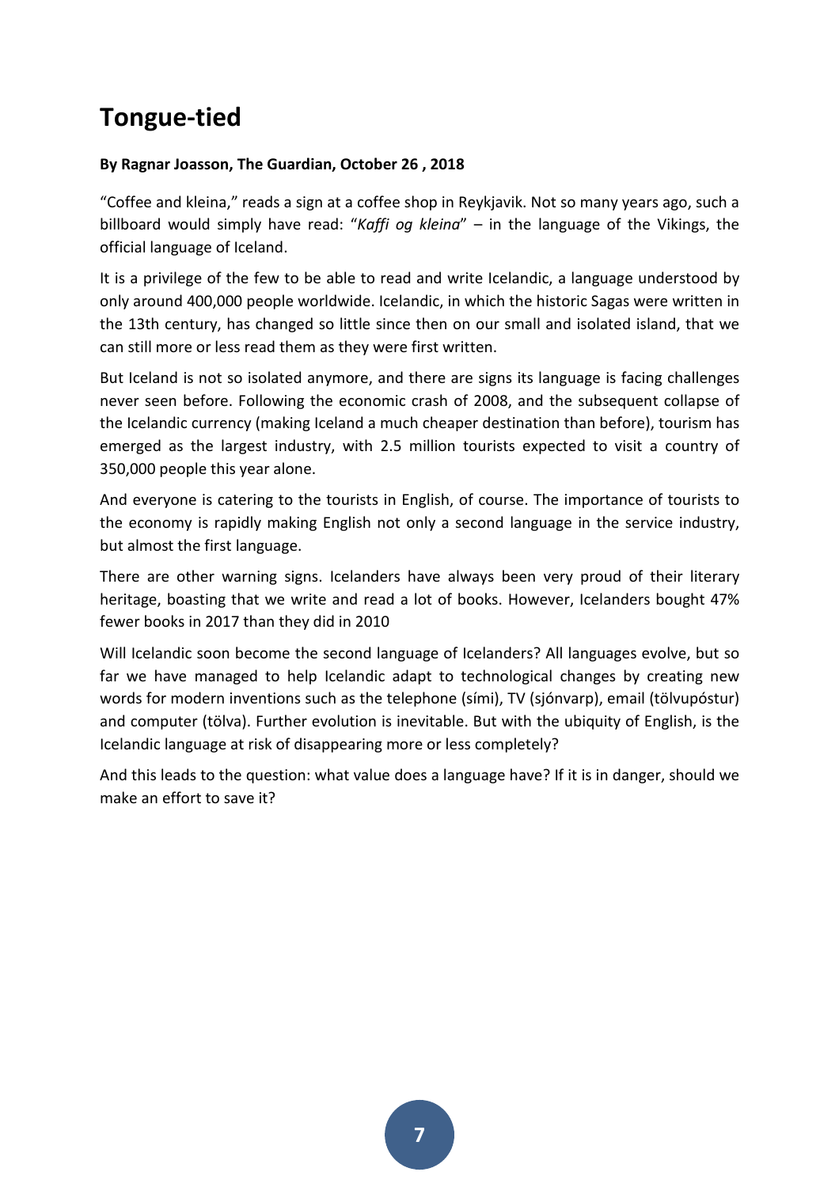# Tongue-tied

**By Ragnar Joasson, The Guardian, October 26 , 2018**

"Coffee and kleina," reads a sign at a coffee shop in Reykjavik. Not so many years ago, such a billboard would simply have read: "*Kaffi og kleina*" – in the language of the Vikings, the official language of Iceland.

It is a privilege of the few to be able to read and write Icelandic, a language understood by only around 400,000 people worldwide. Icelandic, in which the historic Sagas were written in the 13th century, has changed so little since then on our small and isolated island, that we can still more or less read them as they were first written.

But Iceland is not so isolated anymore, and there are signs its language is facing challenges never seen before. Following the economic crash of 2008, and the subsequent collapse of the Icelandic currency (making Iceland a much cheaper destination than before), tourism has emerged as the largest industry, with 2.5 million tourists expected to visit a country of 350,000 people this year alone.

And everyone is catering to the tourists in English, of course. The importance of tourists to the economy is rapidly making English not only a second language in the service industry, but almost the first language.

There are other warning signs. Icelanders have always been very proud of their literary heritage, boasting that we write and read a lot of books. However, Icelanders bought 47% fewer books in 2017 than they did in 2010

Will Icelandic soon become the second language of Icelanders? All languages evolve, but so far we have managed to help Icelandic adapt to technological changes by creating new words for modern inventions such as the telephone (sími), TV (sjónvarp), email (tölvupóstur) and computer (tölva). Further evolution is inevitable. But with the ubiquity of English, is the Icelandic language at risk of disappearing more or less completely?

And this leads to the question: what value does a language have? If it is in danger, should we make an effort to save it?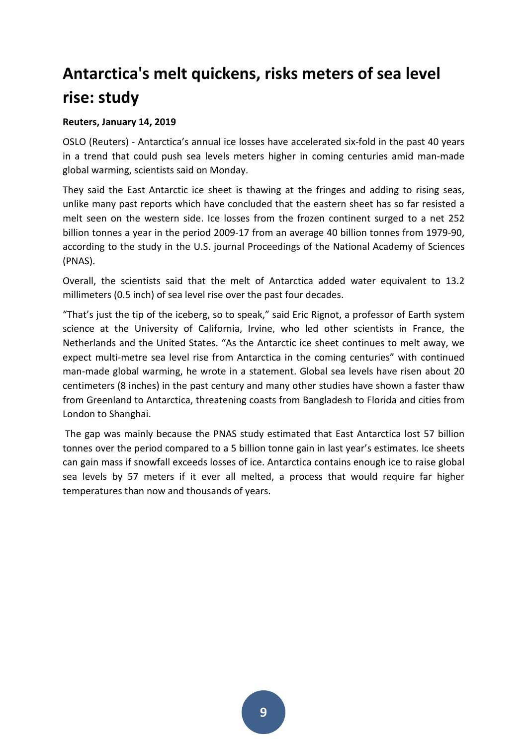# Antarctica's melt quickens, risks meters of sea level rise: study

**Reuters, January 14, 2019**

OSLO (Reuters) - Antarctica's annual ice losses have accelerated six-fold in the past 40 years in a trend that could push sea levels meters higher in coming centuries amid man-made global warming, scientists said on Monday.

They said the East Antarctic ice sheet is thawing at the fringes and adding to rising seas, unlike many past reports which have concluded that the eastern sheet has so far resisted a melt seen on the western side. Ice losses from the frozen continent surged to a net 252 billion tonnes a year in the period 2009-17 from an average 40 billion tonnes from 1979-90, according to the study in the U.S. journal Proceedings of the National Academy of Sciences (PNAS).

Overall, the scientists said that the melt of Antarctica added water equivalent to 13.2 millimeters (0.5 inch) of sea level rise over the past four decades.

"That's just the tip of the iceberg, so to speak," said Eric Rignot, a professor of Earth system science at the University of California, Irvine, who led other scientists in France, the Netherlands and the United States. "As the Antarctic ice sheet continues to melt away, we expect multi-metre sea level rise from Antarctica in the coming centuries" with continued man-made global warming, he wrote in a statement. Global sea levels have risen about 20 centimeters (8 inches) in the past century and many other studies have shown a faster thaw from Greenland to Antarctica, threatening coasts from Bangladesh to Florida and cities from London to Shanghai.

The gap was mainly because the PNAS study estimated that East Antarctica lost 57 billion tonnes over the period compared to a 5 billion tonne gain in last year's estimates. Ice sheets can gain mass if snowfall exceeds losses of ice. Antarctica contains enough ice to raise global sea levels by 57 meters if it ever all melted, a process that would require far higher temperatures than now and thousands of years.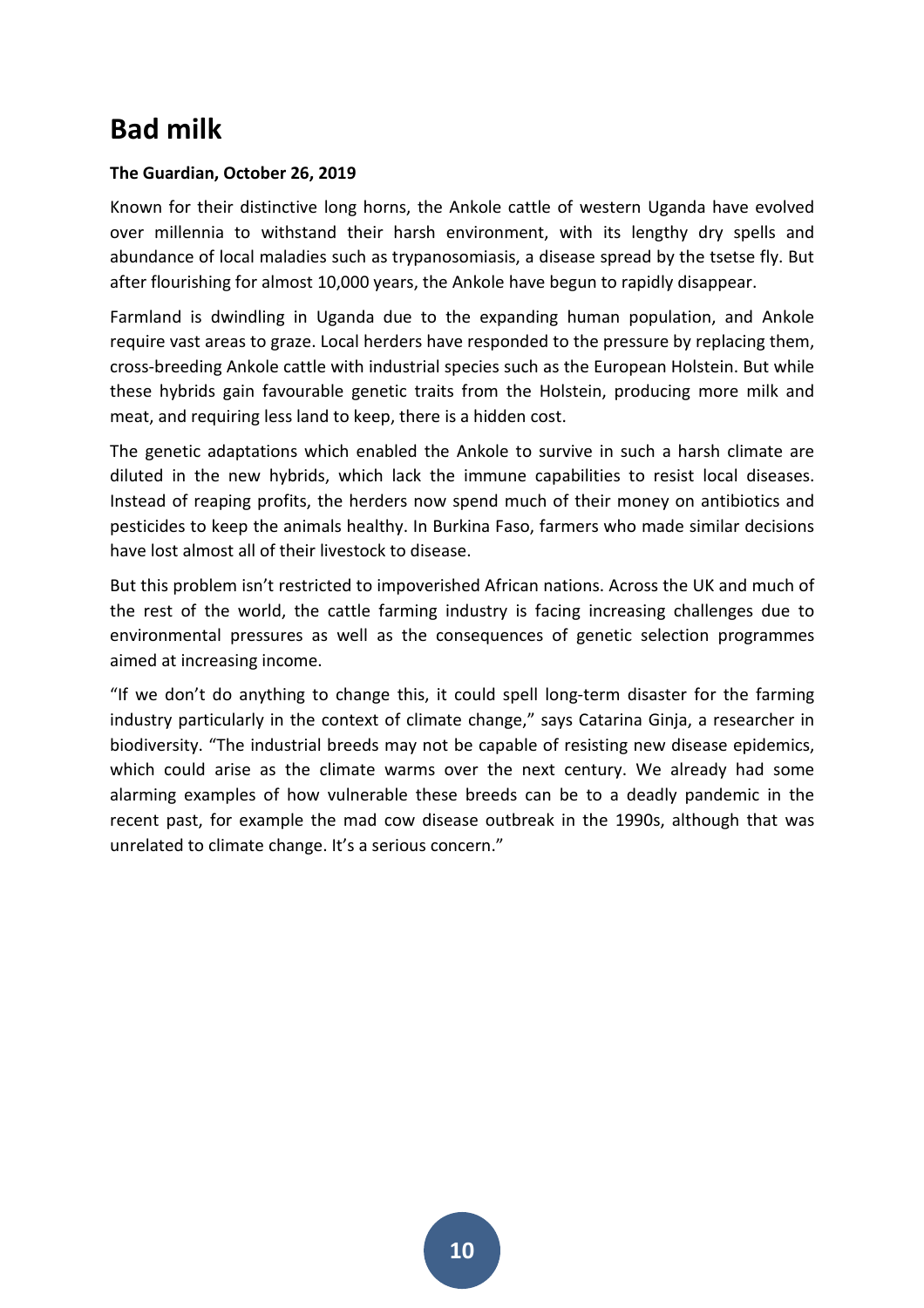# Bad milk

**The Guardian, October 26, 2019**

Known for their distinctive long horns, the Ankole cattle of western Uganda have evolved over millennia to withstand their harsh environment, with its lengthy dry spells and abundance of local maladies such as trypanosomiasis, a disease spread by the tsetse fly. But after flourishing for almost 10,000 years, the Ankole have begun to rapidly disappear.

Farmland is dwindling in Uganda due to the expanding human population, and Ankole require vast areas to graze. Local herders have responded to the pressure by replacing them, cross-breeding Ankole cattle with industrial species such as the European Holstein. But while these hybrids gain favourable genetic traits from the Holstein, producing more milk and meat, and requiring less land to keep, there is a hidden cost.

The genetic adaptations which enabled the Ankole to survive in such a harsh climate are diluted in the new hybrids, which lack the immune capabilities to resist local diseases. Instead of reaping profits, the herders now spend much of their money on antibiotics and pesticides to keep the animals healthy. In Burkina Faso, farmers who made similar decisions have lost almost all of their livestock to disease.

But this problem isn't restricted to impoverished African nations. Across the UK and much of the rest of the world, the cattle farming industry is facing increasing challenges due to environmental pressures as well as the consequences of genetic selection programmes aimed at increasing income.

"If we don't do anything to change this, it could spell long-term disaster for the farming industry particularly in the context of climate change," says Catarina Ginja, a researcher in biodiversity. "The industrial breeds may not be capable of resisting new disease epidemics, which could arise as the climate warms over the next century. We already had some alarming examples of how vulnerable these breeds can be to a deadly pandemic in the recent past, for example the mad cow disease outbreak in the 1990s, although that was unrelated to climate change. It's a serious concern."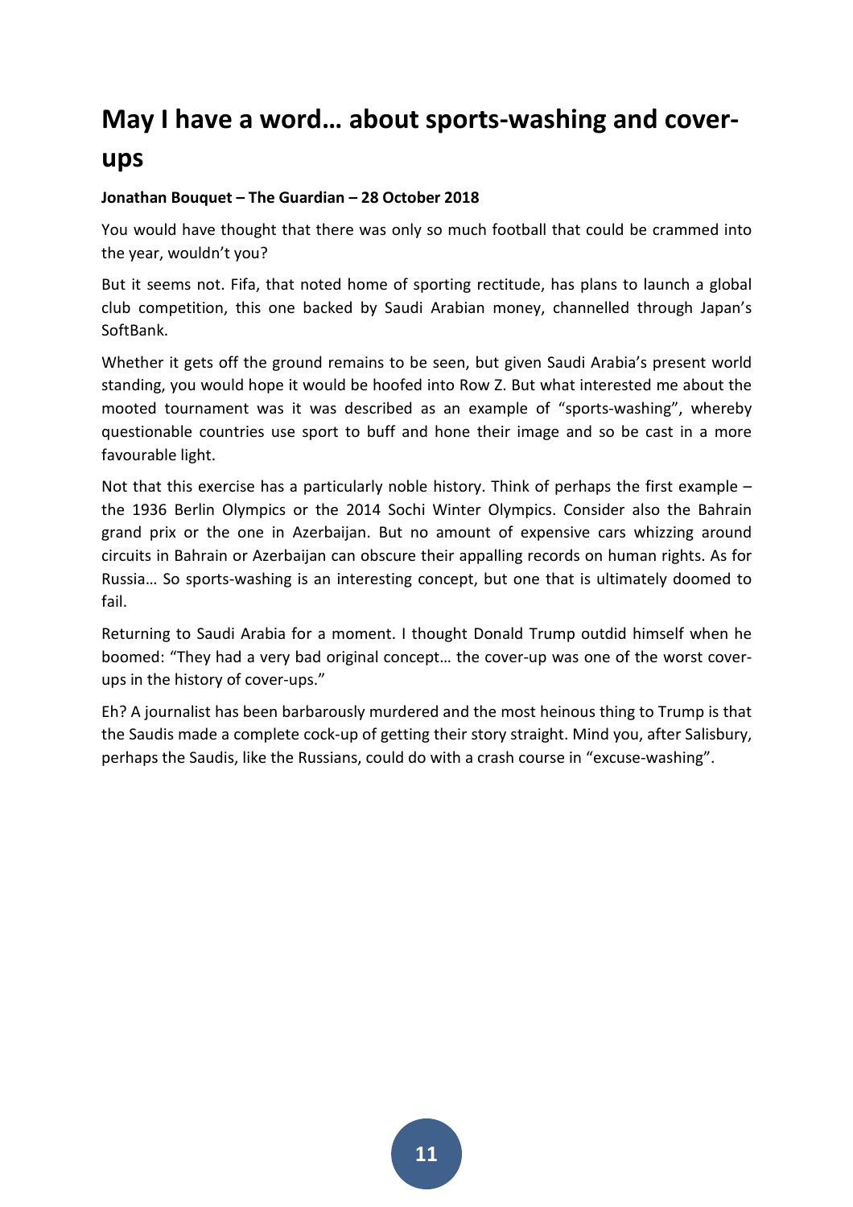# May I have a word… about sports-washing and cover-ups

**Jonathan Bouquet – The Guardian – 28 October 2018**

You would have thought that there was only so much football that could be crammed into the year, wouldn't you?

But it seems not. Fifa, that noted home of sporting rectitude, has plans to launch a global club competition, this one backed by Saudi Arabian money, channelled through Japan's SoftBank.

Whether it gets off the ground remains to be seen, but given Saudi Arabia's present world standing, you would hope it would be hoofed into Row Z. But what interested me about the mooted tournament was it was described as an example of "sports-washing", whereby questionable countries use sport to buff and hone their image and so be cast in a more favourable light.

Not that this exercise has a particularly noble history. Think of perhaps the first example – the 1936 Berlin Olympics or the 2014 Sochi Winter Olympics. Consider also the Bahrain grand prix or the one in Azerbaijan. But no amount of expensive cars whizzing around circuits in Bahrain or Azerbaijan can obscure their appalling records on human rights. As for Russia… So sports-washing is an interesting concept, but one that is ultimately doomed to fail.

Returning to Saudi Arabia for a moment. I thought Donald Trump outdid himself when he boomed: "They had a very bad original concept… the cover-up was one of the worst cover-ups in the history of cover-ups."

Eh? A journalist has been barbarously murdered and the most heinous thing to Trump is that the Saudis made a complete cock-up of getting their story straight. Mind you, after Salisbury, perhaps the Saudis, like the Russians, could do with a crash course in "excuse-washing".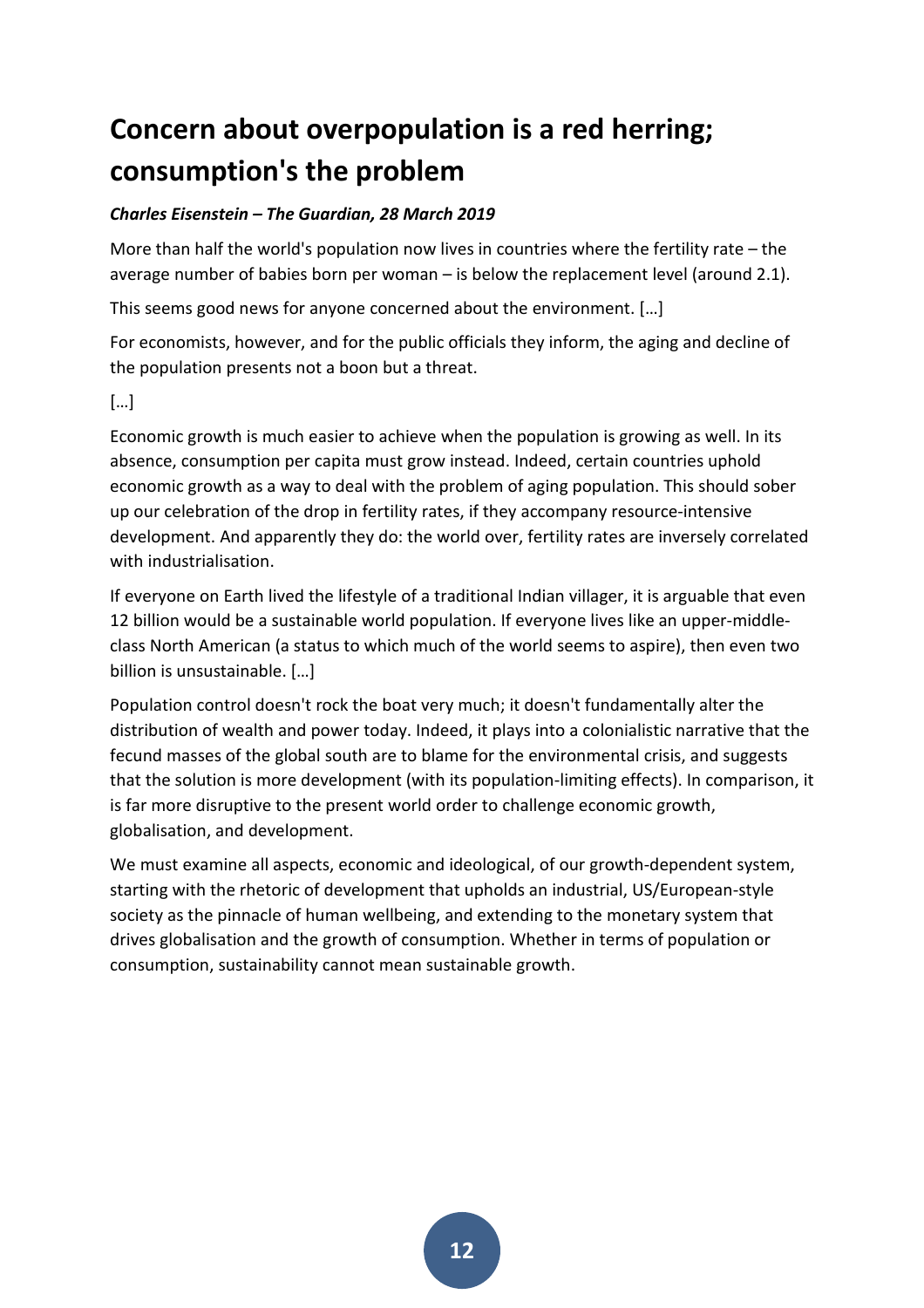# Concern about overpopulation is a red herring; consumption's the problem

***Charles Eisenstein – The Guardian, 28 March 2019***

More than half the world's population now lives in countries where the fertility rate – the average number of babies born per woman – is below the replacement level (around 2.1).

This seems good news for anyone concerned about the environment. […]

For economists, however, and for the public officials they inform, the aging and decline of the population presents not a boon but a threat.

[…]

Economic growth is much easier to achieve when the population is growing as well. In its absence, consumption per capita must grow instead. Indeed, certain countries uphold economic growth as a way to deal with the problem of aging population. This should sober up our celebration of the drop in fertility rates, if they accompany resource-intensive development. And apparently they do: the world over, fertility rates are inversely correlated with industrialisation.

If everyone on Earth lived the lifestyle of a traditional Indian villager, it is arguable that even 12 billion would be a sustainable world population. If everyone lives like an upper-middle-class North American (a status to which much of the world seems to aspire), then even two billion is unsustainable. […]

Population control doesn't rock the boat very much; it doesn't fundamentally alter the distribution of wealth and power today. Indeed, it plays into a colonialistic narrative that the fecund masses of the global south are to blame for the environmental crisis, and suggests that the solution is more development (with its population-limiting effects). In comparison, it is far more disruptive to the present world order to challenge economic growth, globalisation, and development.

We must examine all aspects, economic and ideological, of our growth-dependent system, starting with the rhetoric of development that upholds an industrial, US/European-style society as the pinnacle of human wellbeing, and extending to the monetary system that drives globalisation and the growth of consumption. Whether in terms of population or consumption, sustainability cannot mean sustainable growth.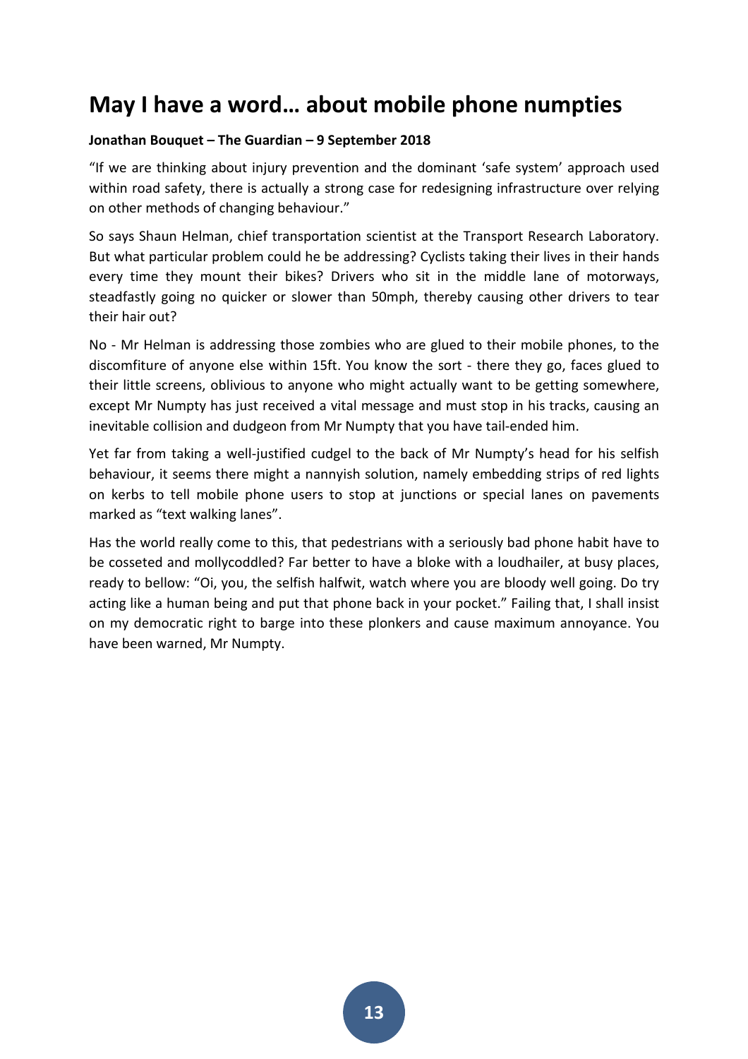# May I have a word… about mobile phone numpties

**Jonathan Bouquet – The Guardian – 9 September 2018**

"If we are thinking about injury prevention and the dominant 'safe system' approach used within road safety, there is actually a strong case for redesigning infrastructure over relying on other methods of changing behaviour."

So says Shaun Helman, chief transportation scientist at the Transport Research Laboratory. But what particular problem could he be addressing? Cyclists taking their lives in their hands every time they mount their bikes? Drivers who sit in the middle lane of motorways, steadfastly going no quicker or slower than 50mph, thereby causing other drivers to tear their hair out?

No - Mr Helman is addressing those zombies who are glued to their mobile phones, to the discomfiture of anyone else within 15ft. You know the sort - there they go, faces glued to their little screens, oblivious to anyone who might actually want to be getting somewhere, except Mr Numpty has just received a vital message and must stop in his tracks, causing an inevitable collision and dudgeon from Mr Numpty that you have tail-ended him.

Yet far from taking a well-justified cudgel to the back of Mr Numpty's head for his selfish behaviour, it seems there might a nannyish solution, namely embedding strips of red lights on kerbs to tell mobile phone users to stop at junctions or special lanes on pavements marked as "text walking lanes".

Has the world really come to this, that pedestrians with a seriously bad phone habit have to be cosseted and mollycoddled? Far better to have a bloke with a loudhailer, at busy places, ready to bellow: "Oi, you, the selfish halfwit, watch where you are bloody well going. Do try acting like a human being and put that phone back in your pocket." Failing that, I shall insist on my democratic right to barge into these plonkers and cause maximum annoyance. You have been warned, Mr Numpty.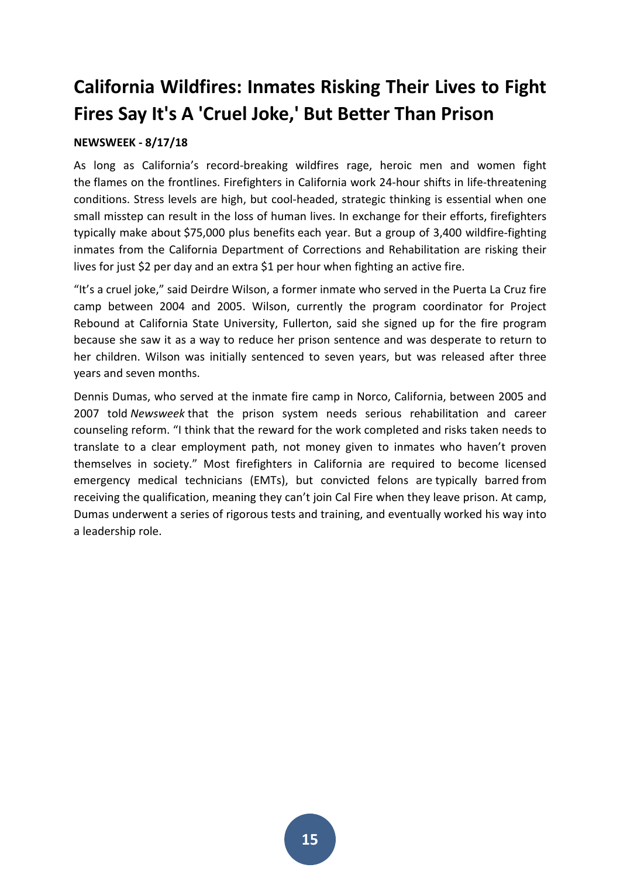# California Wildfires: Inmates Risking Their Lives to Fight Fires Say It's A 'Cruel Joke,' But Better Than Prison

**NEWSWEEK - 8/17/18**

As long as California's record-breaking wildfires rage, heroic men and women fight the flames on the frontlines. Firefighters in California work 24-hour shifts in life-threatening conditions. Stress levels are high, but cool-headed, strategic thinking is essential when one small misstep can result in the loss of human lives. In exchange for their efforts, firefighters typically make about $75,000 plus benefits each year. But a group of 3,400 wildfire-fighting inmates from the California Department of Corrections and Rehabilitation are risking their lives for just $2 per day and an extra $1 per hour when fighting an active fire.

"It's a cruel joke," said Deirdre Wilson, a former inmate who served in the Puerta La Cruz fire camp between 2004 and 2005. Wilson, currently the program coordinator for Project Rebound at California State University, Fullerton, said she signed up for the fire program because she saw it as a way to reduce her prison sentence and was desperate to return to her children. Wilson was initially sentenced to seven years, but was released after three years and seven months.

Dennis Dumas, who served at the inmate fire camp in Norco, California, between 2005 and 2007 told *Newsweek* that the prison system needs serious rehabilitation and career counseling reform. "I think that the reward for the work completed and risks taken needs to translate to a clear employment path, not money given to inmates who haven't proven themselves in society." Most firefighters in California are required to become licensed emergency medical technicians (EMTs), but convicted felons are typically barred from receiving the qualification, meaning they can't join Cal Fire when they leave prison. At camp, Dumas underwent a series of rigorous tests and training, and eventually worked his way into a leadership role.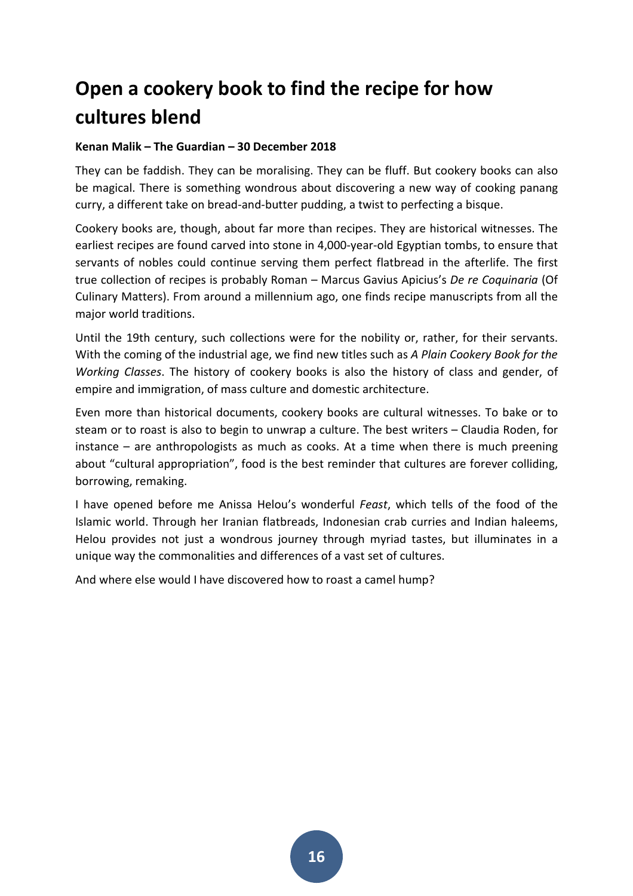# Open a cookery book to find the recipe for how cultures blend

**Kenan Malik – The Guardian – 30 December 2018**

They can be faddish. They can be moralising. They can be fluff. But cookery books can also be magical. There is something wondrous about discovering a new way of cooking panang curry, a different take on bread-and-butter pudding, a twist to perfecting a bisque.

Cookery books are, though, about far more than recipes. They are historical witnesses. The earliest recipes are found carved into stone in 4,000-year-old Egyptian tombs, to ensure that servants of nobles could continue serving them perfect flatbread in the afterlife. The first true collection of recipes is probably Roman – Marcus Gavius Apicius's *De re Coquinaria* (Of Culinary Matters). From around a millennium ago, one finds recipe manuscripts from all the major world traditions.

Until the 19th century, such collections were for the nobility or, rather, for their servants. With the coming of the industrial age, we find new titles such as *A Plain Cookery Book for the Working Classes*. The history of cookery books is also the history of class and gender, of empire and immigration, of mass culture and domestic architecture.

Even more than historical documents, cookery books are cultural witnesses. To bake or to steam or to roast is also to begin to unwrap a culture. The best writers – Claudia Roden, for instance – are anthropologists as much as cooks. At a time when there is much preening about "cultural appropriation", food is the best reminder that cultures are forever colliding, borrowing, remaking.

I have opened before me Anissa Helou's wonderful *Feast*, which tells of the food of the Islamic world. Through her Iranian flatbreads, Indonesian crab curries and Indian haleems, Helou provides not just a wondrous journey through myriad tastes, but illuminates in a unique way the commonalities and differences of a vast set of cultures.

And where else would I have discovered how to roast a camel hump?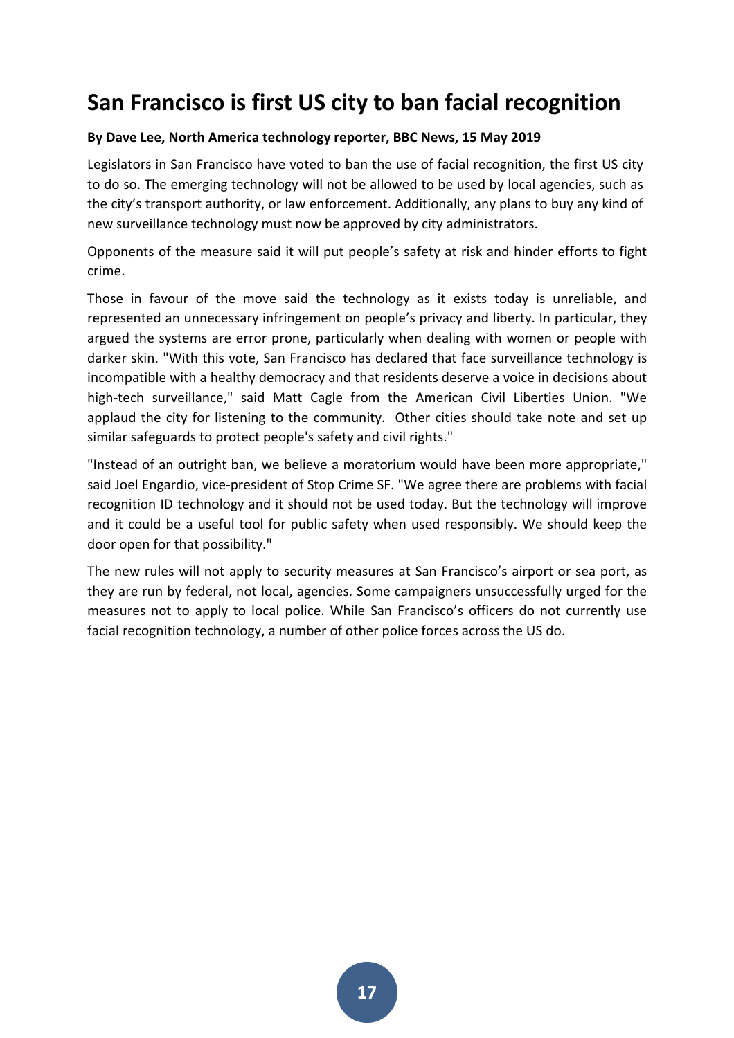# San Francisco is first US city to ban facial recognition

**By Dave Lee, North America technology reporter, BBC News, 15 May 2019**

Legislators in San Francisco have voted to ban the use of facial recognition, the first US city to do so. The emerging technology will not be allowed to be used by local agencies, such as the city's transport authority, or law enforcement. Additionally, any plans to buy any kind of new surveillance technology must now be approved by city administrators.

Opponents of the measure said it will put people's safety at risk and hinder efforts to fight crime.

Those in favour of the move said the technology as it exists today is unreliable, and represented an unnecessary infringement on people's privacy and liberty. In particular, they argued the systems are error prone, particularly when dealing with women or people with darker skin. "With this vote, San Francisco has declared that face surveillance technology is incompatible with a healthy democracy and that residents deserve a voice in decisions about high-tech surveillance," said Matt Cagle from the American Civil Liberties Union. "We applaud the city for listening to the community. Other cities should take note and set up similar safeguards to protect people's safety and civil rights."

"Instead of an outright ban, we believe a moratorium would have been more appropriate," said Joel Engardio, vice-president of Stop Crime SF. "We agree there are problems with facial recognition ID technology and it should not be used today. But the technology will improve and it could be a useful tool for public safety when used responsibly. We should keep the door open for that possibility."

The new rules will not apply to security measures at San Francisco's airport or sea port, as they are run by federal, not local, agencies. Some campaigners unsuccessfully urged for the measures not to apply to local police. While San Francisco's officers do not currently use facial recognition technology, a number of other police forces across the US do.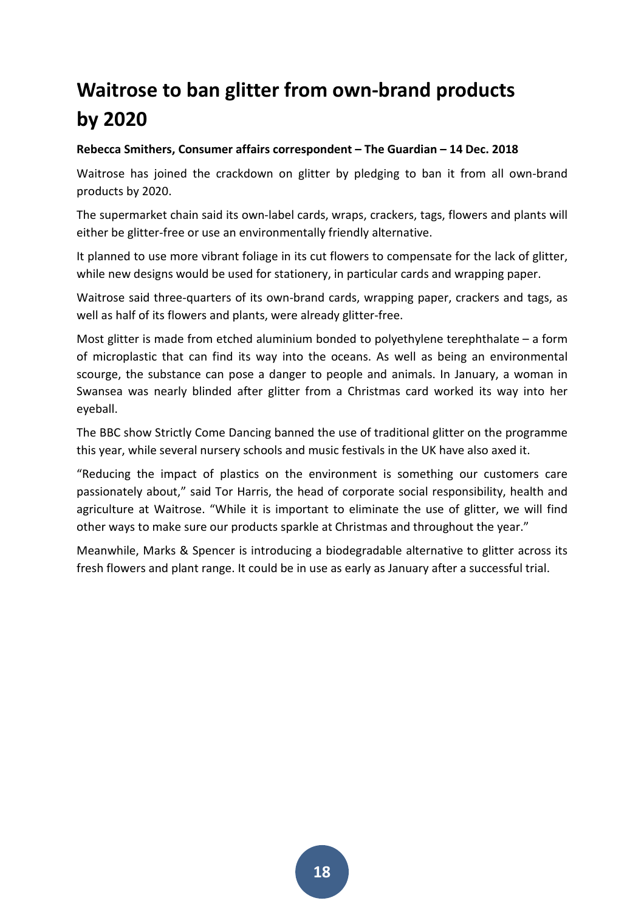# Waitrose to ban glitter from own-brand products by 2020

**Rebecca Smithers, Consumer affairs correspondent – The Guardian – 14 Dec. 2018**

Waitrose has joined the crackdown on glitter by pledging to ban it from all own-brand products by 2020.

The supermarket chain said its own-label cards, wraps, crackers, tags, flowers and plants will either be glitter-free or use an environmentally friendly alternative.

It planned to use more vibrant foliage in its cut flowers to compensate for the lack of glitter, while new designs would be used for stationery, in particular cards and wrapping paper.

Waitrose said three-quarters of its own-brand cards, wrapping paper, crackers and tags, as well as half of its flowers and plants, were already glitter-free.

Most glitter is made from etched aluminium bonded to polyethylene terephthalate – a form of microplastic that can find its way into the oceans. As well as being an environmental scourge, the substance can pose a danger to people and animals. In January, a woman in Swansea was nearly blinded after glitter from a Christmas card worked its way into her eyeball.

The BBC show Strictly Come Dancing banned the use of traditional glitter on the programme this year, while several nursery schools and music festivals in the UK have also axed it.

"Reducing the impact of plastics on the environment is something our customers care passionately about," said Tor Harris, the head of corporate social responsibility, health and agriculture at Waitrose. "While it is important to eliminate the use of glitter, we will find other ways to make sure our products sparkle at Christmas and throughout the year."

Meanwhile, Marks & Spencer is introducing a biodegradable alternative to glitter across its fresh flowers and plant range. It could be in use as early as January after a successful trial.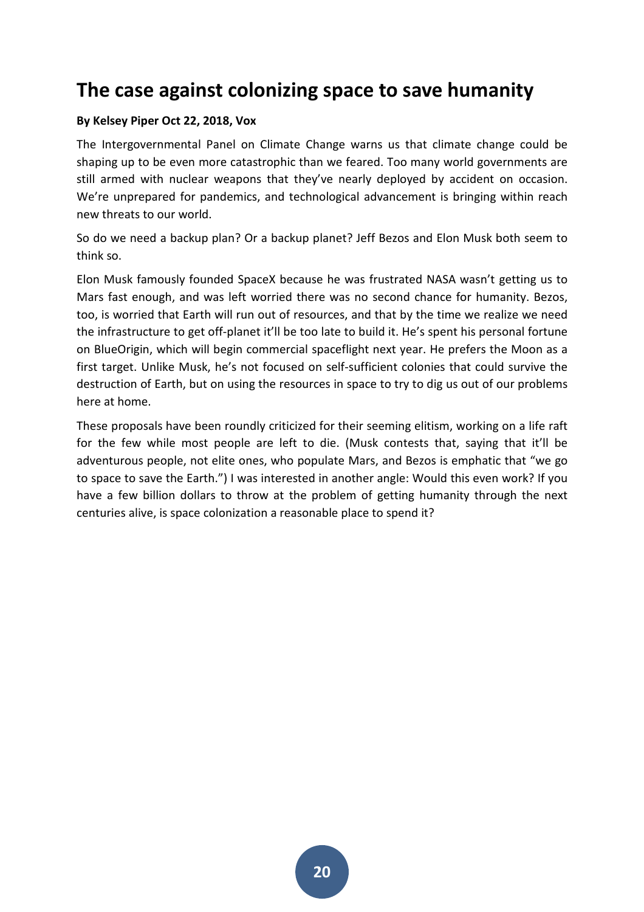# The case against colonizing space to save humanity

**By Kelsey Piper Oct 22, 2018, Vox**

The Intergovernmental Panel on Climate Change warns us that climate change could be shaping up to be even more catastrophic than we feared. Too many world governments are still armed with nuclear weapons that they've nearly deployed by accident on occasion. We're unprepared for pandemics, and technological advancement is bringing within reach new threats to our world.

So do we need a backup plan? Or a backup planet? Jeff Bezos and Elon Musk both seem to think so.

Elon Musk famously founded SpaceX because he was frustrated NASA wasn't getting us to Mars fast enough, and was left worried there was no second chance for humanity. Bezos, too, is worried that Earth will run out of resources, and that by the time we realize we need the infrastructure to get off-planet it'll be too late to build it. He's spent his personal fortune on BlueOrigin, which will begin commercial spaceflight next year. He prefers the Moon as a first target. Unlike Musk, he's not focused on self-sufficient colonies that could survive the destruction of Earth, but on using the resources in space to try to dig us out of our problems here at home.

These proposals have been roundly criticized for their seeming elitism, working on a life raft for the few while most people are left to die. (Musk contests that, saying that it'll be adventurous people, not elite ones, who populate Mars, and Bezos is emphatic that "we go to space to save the Earth.") I was interested in another angle: Would this even work? If you have a few billion dollars to throw at the problem of getting humanity through the next centuries alive, is space colonization a reasonable place to spend it?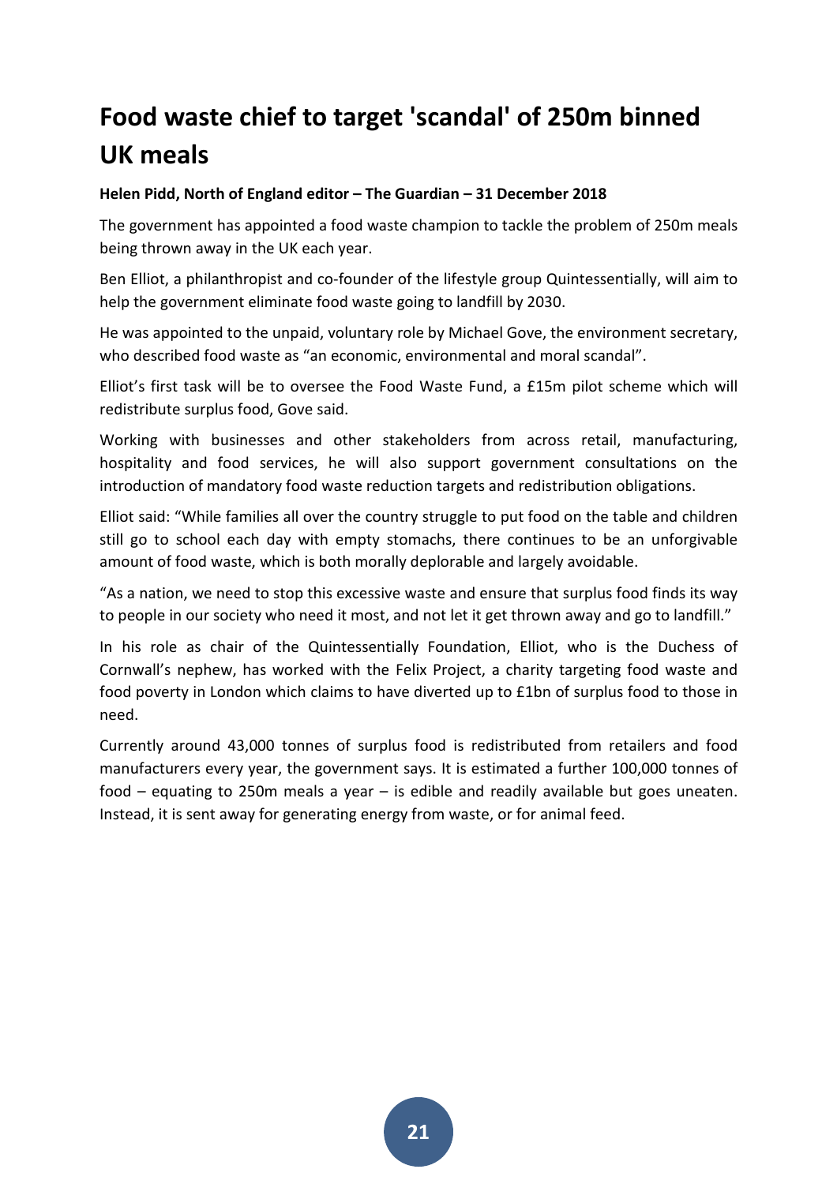# Food waste chief to target 'scandal' of 250m binned UK meals

**Helen Pidd, North of England editor – The Guardian – 31 December 2018**

The government has appointed a food waste champion to tackle the problem of 250m meals being thrown away in the UK each year.

Ben Elliot, a philanthropist and co-founder of the lifestyle group Quintessentially, will aim to help the government eliminate food waste going to landfill by 2030.

He was appointed to the unpaid, voluntary role by Michael Gove, the environment secretary, who described food waste as "an economic, environmental and moral scandal".

Elliot's first task will be to oversee the Food Waste Fund, a £15m pilot scheme which will redistribute surplus food, Gove said.

Working with businesses and other stakeholders from across retail, manufacturing, hospitality and food services, he will also support government consultations on the introduction of mandatory food waste reduction targets and redistribution obligations.

Elliot said: "While families all over the country struggle to put food on the table and children still go to school each day with empty stomachs, there continues to be an unforgivable amount of food waste, which is both morally deplorable and largely avoidable.

"As a nation, we need to stop this excessive waste and ensure that surplus food finds its way to people in our society who need it most, and not let it get thrown away and go to landfill."

In his role as chair of the Quintessentially Foundation, Elliot, who is the Duchess of Cornwall's nephew, has worked with the Felix Project, a charity targeting food waste and food poverty in London which claims to have diverted up to £1bn of surplus food to those in need.

Currently around 43,000 tonnes of surplus food is redistributed from retailers and food manufacturers every year, the government says. It is estimated a further 100,000 tonnes of food – equating to 250m meals a year – is edible and readily available but goes uneaten. Instead, it is sent away for generating energy from waste, or for animal feed.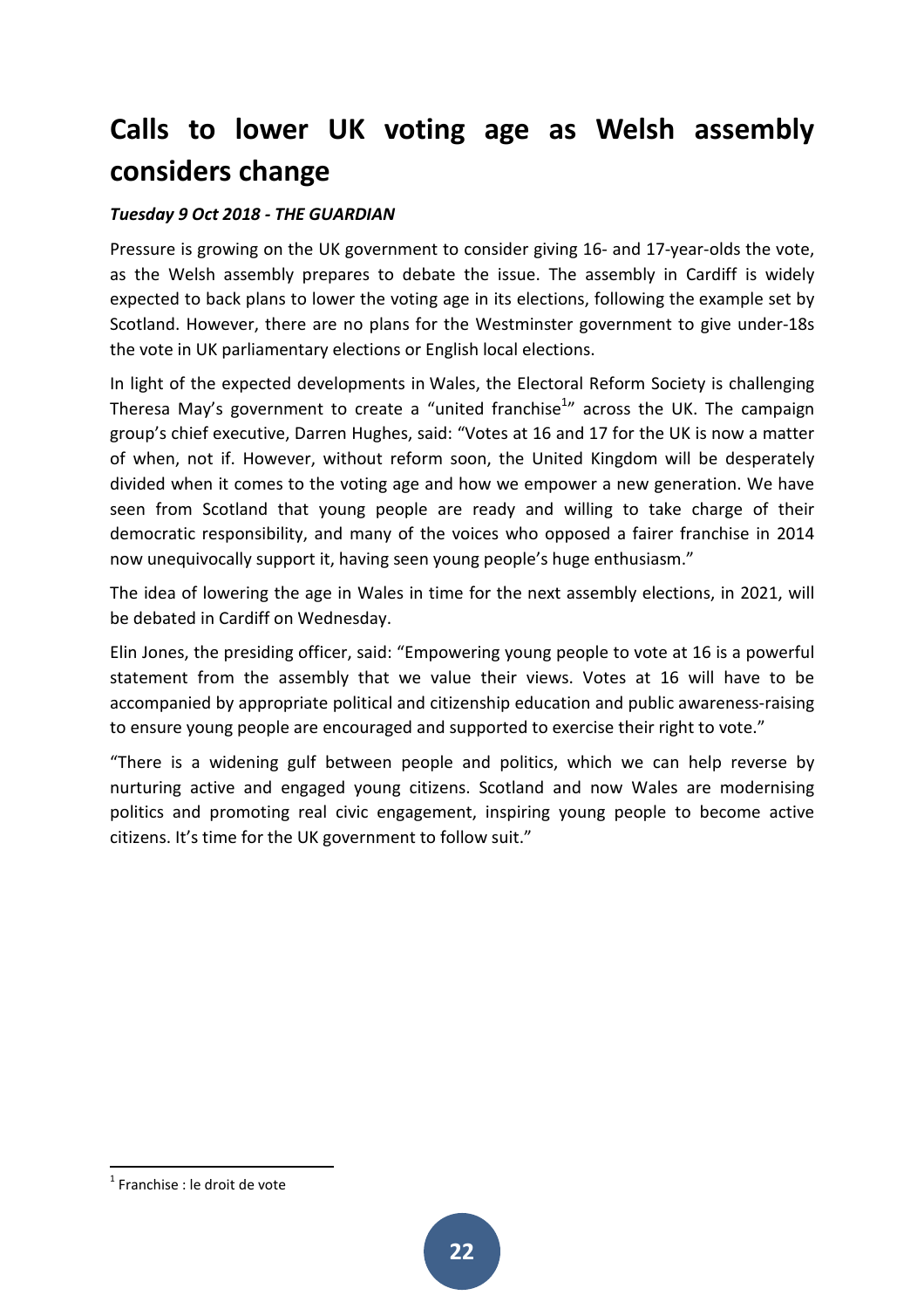# Calls to lower UK voting age as Welsh assembly considers change

***Tuesday 9 Oct 2018 - THE GUARDIAN***

Pressure is growing on the UK government to consider giving 16- and 17-year-olds the vote, as the Welsh assembly prepares to debate the issue. The assembly in Cardiff is widely expected to back plans to lower the voting age in its elections, following the example set by Scotland. However, there are no plans for the Westminster government to give under-18s the vote in UK parliamentary elections or English local elections.

In light of the expected developments in Wales, the Electoral Reform Society is challenging Theresa May's government to create a "united franchise[1]" across the UK. The campaign group's chief executive, Darren Hughes, said: "Votes at 16 and 17 for the UK is now a matter of when, not if. However, without reform soon, the United Kingdom will be desperately divided when it comes to the voting age and how we empower a new generation. We have seen from Scotland that young people are ready and willing to take charge of their democratic responsibility, and many of the voices who opposed a fairer franchise in 2014 now unequivocally support it, having seen young people's huge enthusiasm."

The idea of lowering the age in Wales in time for the next assembly elections, in 2021, will be debated in Cardiff on Wednesday.

Elin Jones, the presiding officer, said: "Empowering young people to vote at 16 is a powerful statement from the assembly that we value their views. Votes at 16 will have to be accompanied by appropriate political and citizenship education and public awareness-raising to ensure young people are encouraged and supported to exercise their right to vote."

"There is a widening gulf between people and politics, which we can help reverse by nurturing active and engaged young citizens. Scotland and now Wales are modernising politics and promoting real civic engagement, inspiring young people to become active citizens. It's time for the UK government to follow suit."

---

[1] Franchise : le droit de vote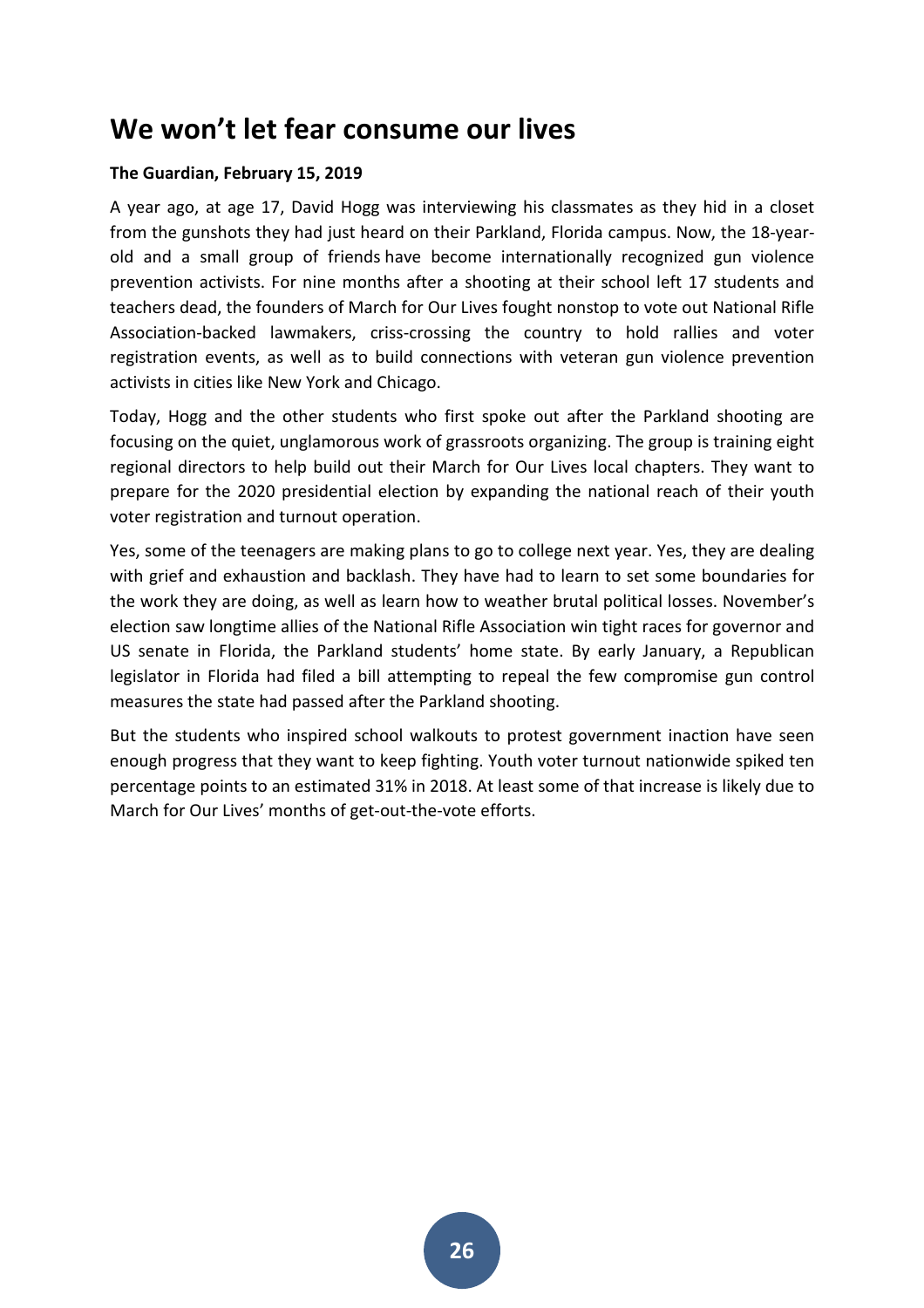## We won't let fear consume our lives

**The Guardian, February 15, 2019**

A year ago, at age 17, David Hogg was interviewing his classmates as they hid in a closet from the gunshots they had just heard on their Parkland, Florida campus. Now, the 18-year-old and a small group of friends have become internationally recognized gun violence prevention activists. For nine months after a shooting at their school left 17 students and teachers dead, the founders of March for Our Lives fought nonstop to vote out National Rifle Association-backed lawmakers, criss-crossing the country to hold rallies and voter registration events, as well as to build connections with veteran gun violence prevention activists in cities like New York and Chicago.

Today, Hogg and the other students who first spoke out after the Parkland shooting are focusing on the quiet, unglamorous work of grassroots organizing. The group is training eight regional directors to help build out their March for Our Lives local chapters. They want to prepare for the 2020 presidential election by expanding the national reach of their youth voter registration and turnout operation.

Yes, some of the teenagers are making plans to go to college next year. Yes, they are dealing with grief and exhaustion and backlash. They have had to learn to set some boundaries for the work they are doing, as well as learn how to weather brutal political losses. November's election saw longtime allies of the National Rifle Association win tight races for governor and US senate in Florida, the Parkland students' home state. By early January, a Republican legislator in Florida had filed a bill attempting to repeal the few compromise gun control measures the state had passed after the Parkland shooting.

But the students who inspired school walkouts to protest government inaction have seen enough progress that they want to keep fighting. Youth voter turnout nationwide spiked ten percentage points to an estimated 31% in 2018. At least some of that increase is likely due to March for Our Lives' months of get-out-the-vote efforts.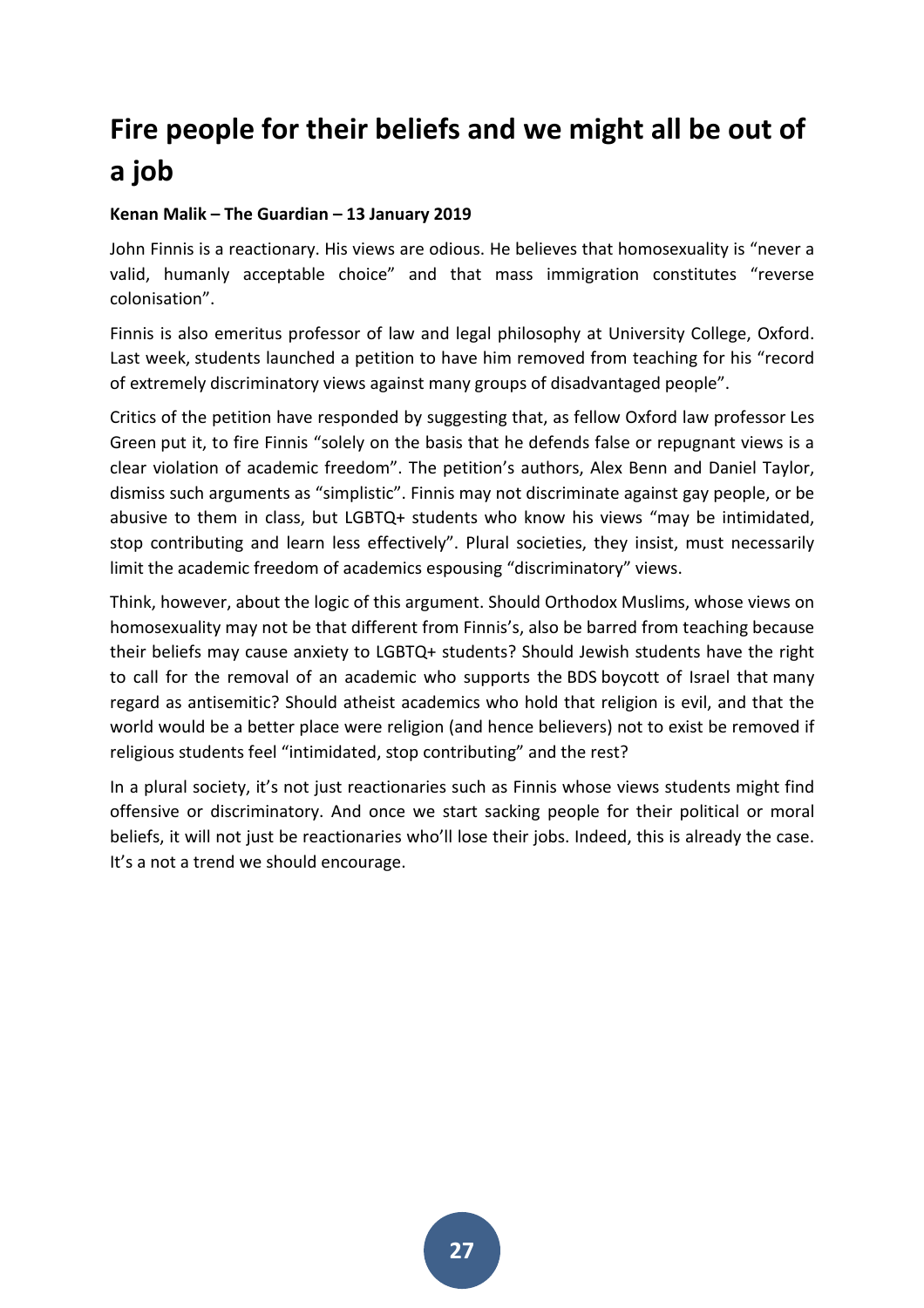# Fire people for their beliefs and we might all be out of a job

**Kenan Malik – The Guardian – 13 January 2019**

John Finnis is a reactionary. His views are odious. He believes that homosexuality is "never a valid, humanly acceptable choice" and that mass immigration constitutes "reverse colonisation".

Finnis is also emeritus professor of law and legal philosophy at University College, Oxford. Last week, students launched a petition to have him removed from teaching for his "record of extremely discriminatory views against many groups of disadvantaged people".

Critics of the petition have responded by suggesting that, as fellow Oxford law professor Les Green put it, to fire Finnis "solely on the basis that he defends false or repugnant views is a clear violation of academic freedom". The petition's authors, Alex Benn and Daniel Taylor, dismiss such arguments as "simplistic". Finnis may not discriminate against gay people, or be abusive to them in class, but LGBTQ+ students who know his views "may be intimidated, stop contributing and learn less effectively". Plural societies, they insist, must necessarily limit the academic freedom of academics espousing "discriminatory" views.

Think, however, about the logic of this argument. Should Orthodox Muslims, whose views on homosexuality may not be that different from Finnis's, also be barred from teaching because their beliefs may cause anxiety to LGBTQ+ students? Should Jewish students have the right to call for the removal of an academic who supports the BDS boycott of Israel that many regard as antisemitic? Should atheist academics who hold that religion is evil, and that the world would be a better place were religion (and hence believers) not to exist be removed if religious students feel "intimidated, stop contributing" and the rest?

In a plural society, it's not just reactionaries such as Finnis whose views students might find offensive or discriminatory. And once we start sacking people for their political or moral beliefs, it will not just be reactionaries who'll lose their jobs. Indeed, this is already the case. It's a not a trend we should encourage.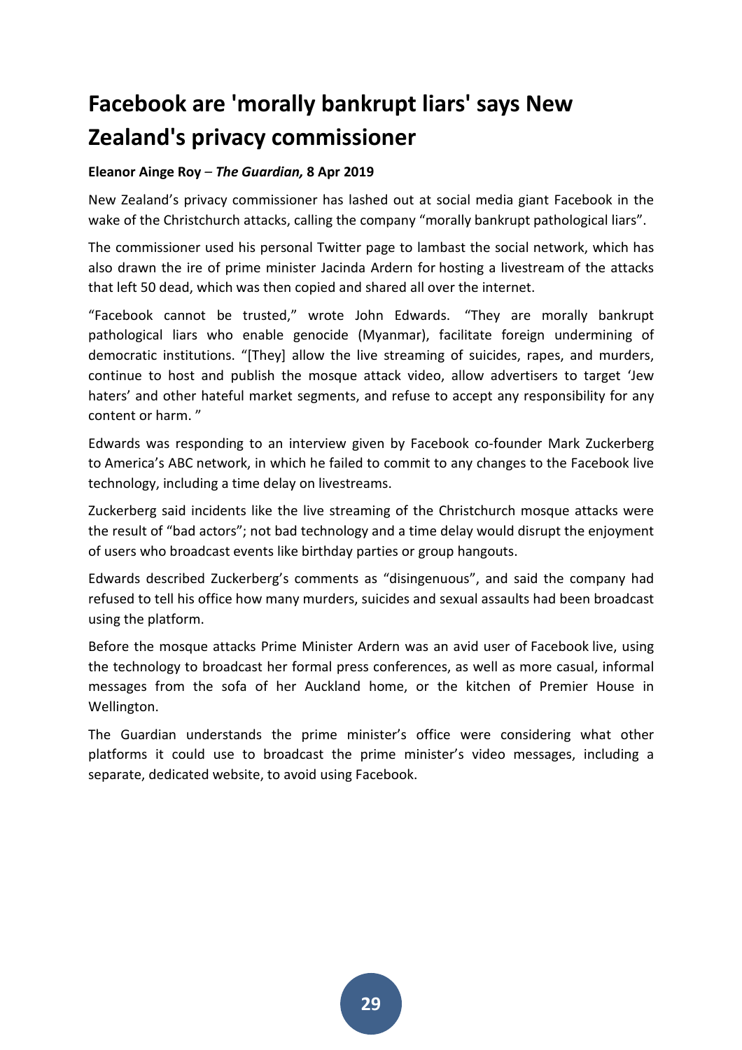# Facebook are 'morally bankrupt liars' says New Zealand's privacy commissioner

**Eleanor Ainge Roy** – ***The Guardian,*** **8 Apr 2019**

New Zealand's privacy commissioner has lashed out at social media giant Facebook in the wake of the Christchurch attacks, calling the company "morally bankrupt pathological liars".

The commissioner used his personal Twitter page to lambast the social network, which has also drawn the ire of prime minister Jacinda Ardern for hosting a livestream of the attacks that left 50 dead, which was then copied and shared all over the internet.

"Facebook cannot be trusted," wrote John Edwards. "They are morally bankrupt pathological liars who enable genocide (Myanmar), facilitate foreign undermining of democratic institutions. "[They] allow the live streaming of suicides, rapes, and murders, continue to host and publish the mosque attack video, allow advertisers to target 'Jew haters' and other hateful market segments, and refuse to accept any responsibility for any content or harm. "

Edwards was responding to an interview given by Facebook co-founder Mark Zuckerberg to America's ABC network, in which he failed to commit to any changes to the Facebook live technology, including a time delay on livestreams.

Zuckerberg said incidents like the live streaming of the Christchurch mosque attacks were the result of "bad actors"; not bad technology and a time delay would disrupt the enjoyment of users who broadcast events like birthday parties or group hangouts.

Edwards described Zuckerberg's comments as "disingenuous", and said the company had refused to tell his office how many murders, suicides and sexual assaults had been broadcast using the platform.

Before the mosque attacks Prime Minister Ardern was an avid user of Facebook live, using the technology to broadcast her formal press conferences, as well as more casual, informal messages from the sofa of her Auckland home, or the kitchen of Premier House in Wellington.

The Guardian understands the prime minister's office were considering what other platforms it could use to broadcast the prime minister's video messages, including a separate, dedicated website, to avoid using Facebook.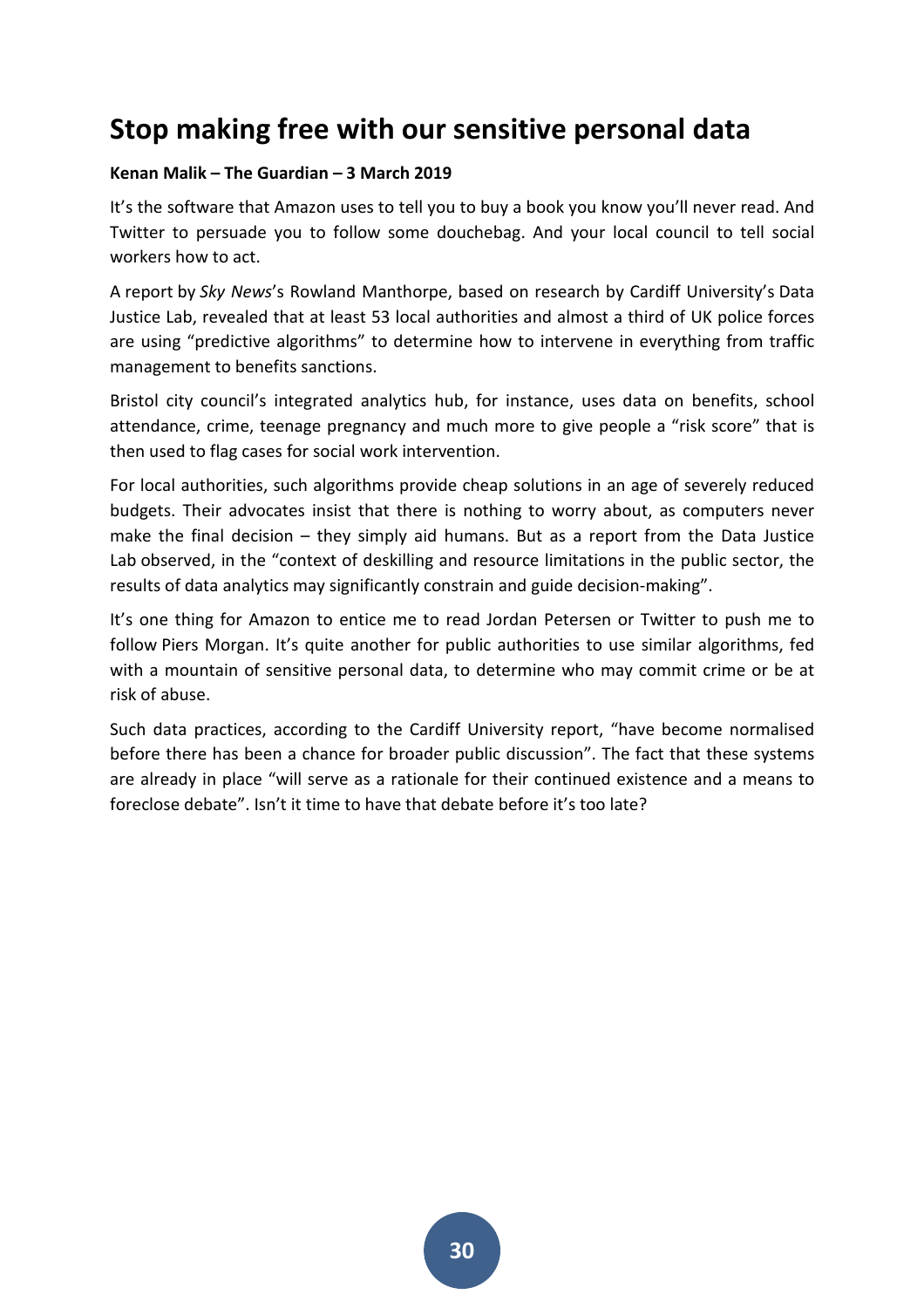# Stop making free with our sensitive personal data

**Kenan Malik – The Guardian – 3 March 2019**

It's the software that Amazon uses to tell you to buy a book you know you'll never read. And Twitter to persuade you to follow some douchebag. And your local council to tell social workers how to act.

A report by *Sky News*'s Rowland Manthorpe, based on research by Cardiff University's Data Justice Lab, revealed that at least 53 local authorities and almost a third of UK police forces are using "predictive algorithms" to determine how to intervene in everything from traffic management to benefits sanctions.

Bristol city council's integrated analytics hub, for instance, uses data on benefits, school attendance, crime, teenage pregnancy and much more to give people a "risk score" that is then used to flag cases for social work intervention.

For local authorities, such algorithms provide cheap solutions in an age of severely reduced budgets. Their advocates insist that there is nothing to worry about, as computers never make the final decision – they simply aid humans. But as a report from the Data Justice Lab observed, in the "context of deskilling and resource limitations in the public sector, the results of data analytics may significantly constrain and guide decision-making".

It's one thing for Amazon to entice me to read Jordan Petersen or Twitter to push me to follow Piers Morgan. It's quite another for public authorities to use similar algorithms, fed with a mountain of sensitive personal data, to determine who may commit crime or be at risk of abuse.

Such data practices, according to the Cardiff University report, "have become normalised before there has been a chance for broader public discussion". The fact that these systems are already in place "will serve as a rationale for their continued existence and a means to foreclose debate". Isn't it time to have that debate before it's too late?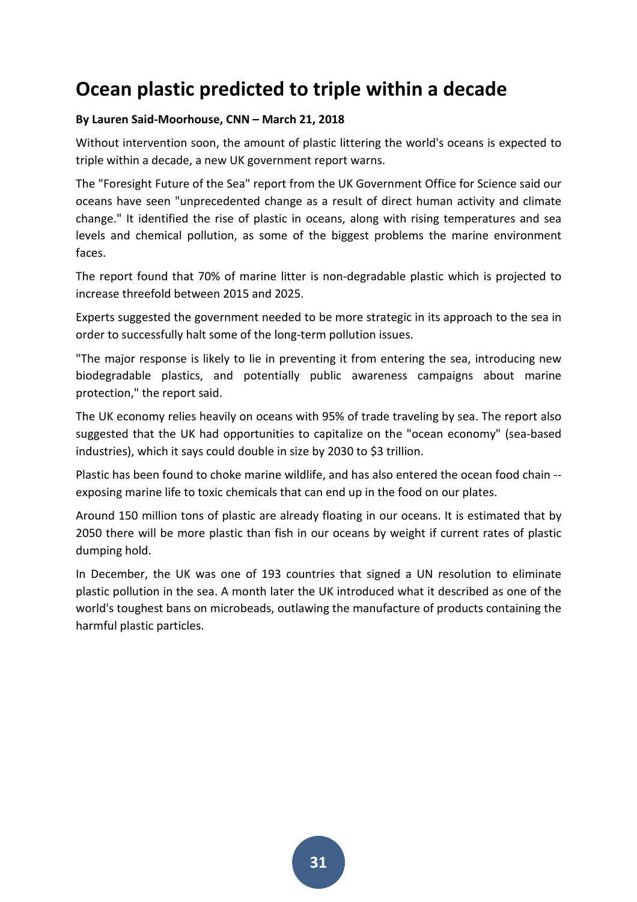# Ocean plastic predicted to triple within a decade

**By Lauren Said-Moorhouse, CNN – March 21, 2018**

Without intervention soon, the amount of plastic littering the world's oceans is expected to triple within a decade, a new UK government report warns.

The "Foresight Future of the Sea" report from the UK Government Office for Science said our oceans have seen "unprecedented change as a result of direct human activity and climate change." It identified the rise of plastic in oceans, along with rising temperatures and sea levels and chemical pollution, as some of the biggest problems the marine environment faces.

The report found that 70% of marine litter is non-degradable plastic which is projected to increase threefold between 2015 and 2025.

Experts suggested the government needed to be more strategic in its approach to the sea in order to successfully halt some of the long-term pollution issues.

"The major response is likely to lie in preventing it from entering the sea, introducing new biodegradable plastics, and potentially public awareness campaigns about marine protection," the report said.

The UK economy relies heavily on oceans with 95% of trade traveling by sea. The report also suggested that the UK had opportunities to capitalize on the "ocean economy" (sea-based industries), which it says could double in size by 2030 to $3 trillion.

Plastic has been found to choke marine wildlife, and has also entered the ocean food chain -- exposing marine life to toxic chemicals that can end up in the food on our plates.

Around 150 million tons of plastic are already floating in our oceans. It is estimated that by 2050 there will be more plastic than fish in our oceans by weight if current rates of plastic dumping hold.

In December, the UK was one of 193 countries that signed a UN resolution to eliminate plastic pollution in the sea. A month later the UK introduced what it described as one of the world's toughest bans on microbeads, outlawing the manufacture of products containing the harmful plastic particles.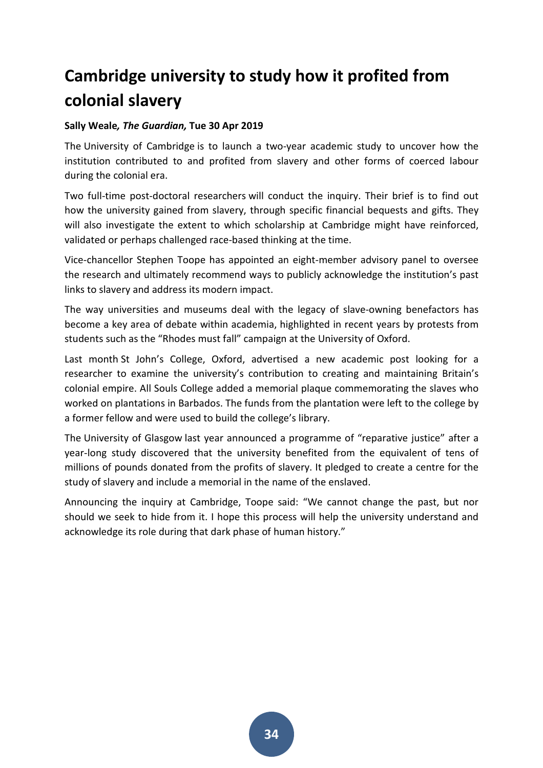# Cambridge university to study how it profited from colonial slavery

**Sally Weale*, The Guardian,* Tue 30 Apr 2019**

The University of Cambridge is to launch a two-year academic study to uncover how the institution contributed to and profited from slavery and other forms of coerced labour during the colonial era.

Two full-time post-doctoral researchers will conduct the inquiry. Their brief is to find out how the university gained from slavery, through specific financial bequests and gifts. They will also investigate the extent to which scholarship at Cambridge might have reinforced, validated or perhaps challenged race-based thinking at the time.

Vice-chancellor Stephen Toope has appointed an eight-member advisory panel to oversee the research and ultimately recommend ways to publicly acknowledge the institution's past links to slavery and address its modern impact.

The way universities and museums deal with the legacy of slave-owning benefactors has become a key area of debate within academia, highlighted in recent years by protests from students such as the "Rhodes must fall" campaign at the University of Oxford.

Last month St John's College, Oxford, advertised a new academic post looking for a researcher to examine the university's contribution to creating and maintaining Britain's colonial empire. All Souls College added a memorial plaque commemorating the slaves who worked on plantations in Barbados. The funds from the plantation were left to the college by a former fellow and were used to build the college's library.

The University of Glasgow last year announced a programme of "reparative justice" after a year-long study discovered that the university benefited from the equivalent of tens of millions of pounds donated from the profits of slavery. It pledged to create a centre for the study of slavery and include a memorial in the name of the enslaved.

Announcing the inquiry at Cambridge, Toope said: "We cannot change the past, but nor should we seek to hide from it. I hope this process will help the university understand and acknowledge its role during that dark phase of human history."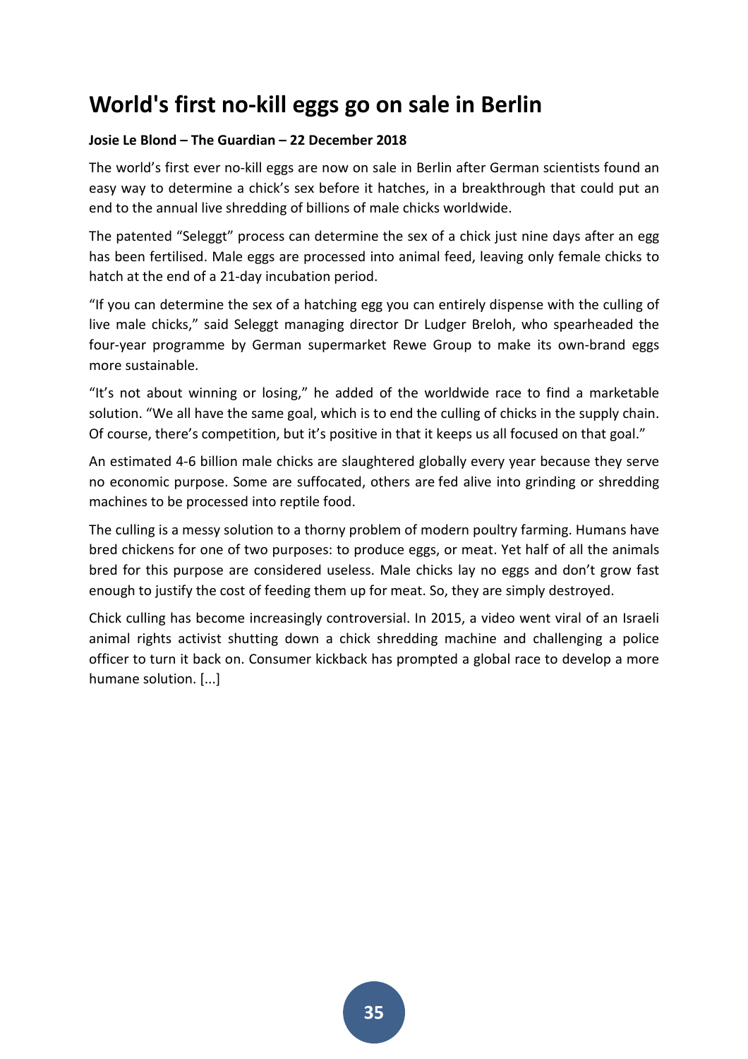# World's first no-kill eggs go on sale in Berlin

**Josie Le Blond – The Guardian – 22 December 2018**

The world's first ever no-kill eggs are now on sale in Berlin after German scientists found an easy way to determine a chick's sex before it hatches, in a breakthrough that could put an end to the annual live shredding of billions of male chicks worldwide.

The patented "Seleggt" process can determine the sex of a chick just nine days after an egg has been fertilised. Male eggs are processed into animal feed, leaving only female chicks to hatch at the end of a 21-day incubation period.

"If you can determine the sex of a hatching egg you can entirely dispense with the culling of live male chicks," said Seleggt managing director Dr Ludger Breloh, who spearheaded the four-year programme by German supermarket Rewe Group to make its own-brand eggs more sustainable.

"It's not about winning or losing," he added of the worldwide race to find a marketable solution. "We all have the same goal, which is to end the culling of chicks in the supply chain. Of course, there's competition, but it's positive in that it keeps us all focused on that goal."

An estimated 4-6 billion male chicks are slaughtered globally every year because they serve no economic purpose. Some are suffocated, others are fed alive into grinding or shredding machines to be processed into reptile food.

The culling is a messy solution to a thorny problem of modern poultry farming. Humans have bred chickens for one of two purposes: to produce eggs, or meat. Yet half of all the animals bred for this purpose are considered useless. Male chicks lay no eggs and don't grow fast enough to justify the cost of feeding them up for meat. So, they are simply destroyed.

Chick culling has become increasingly controversial. In 2015, a video went viral of an Israeli animal rights activist shutting down a chick shredding machine and challenging a police officer to turn it back on. Consumer kickback has prompted a global race to develop a more humane solution. [...]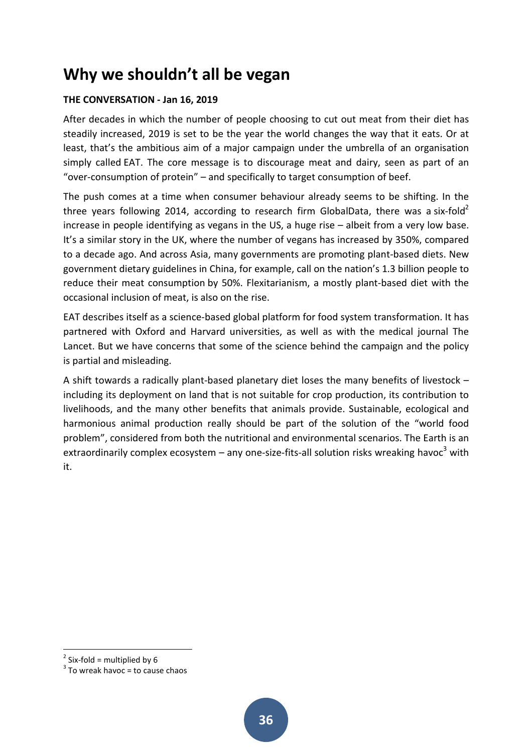# Why we shouldn't all be vegan

**THE CONVERSATION - Jan 16, 2019**

After decades in which the number of people choosing to cut out meat from their diet has steadily increased, 2019 is set to be the year the world changes the way that it eats. Or at least, that's the ambitious aim of a major campaign under the umbrella of an organisation simply called EAT. The core message is to discourage meat and dairy, seen as part of an "over-consumption of protein" – and specifically to target consumption of beef.

The push comes at a time when consumer behaviour already seems to be shifting. In the three years following 2014, according to research firm GlobalData, there was a six-fold[2] increase in people identifying as vegans in the US, a huge rise – albeit from a very low base. It's a similar story in the UK, where the number of vegans has increased by 350%, compared to a decade ago. And across Asia, many governments are promoting plant-based diets. New government dietary guidelines in China, for example, call on the nation's 1.3 billion people to reduce their meat consumption by 50%. Flexitarianism, a mostly plant-based diet with the occasional inclusion of meat, is also on the rise.

EAT describes itself as a science-based global platform for food system transformation. It has partnered with Oxford and Harvard universities, as well as with the medical journal The Lancet. But we have concerns that some of the science behind the campaign and the policy is partial and misleading.

A shift towards a radically plant-based planetary diet loses the many benefits of livestock – including its deployment on land that is not suitable for crop production, its contribution to livelihoods, and the many other benefits that animals provide. Sustainable, ecological and harmonious animal production really should be part of the solution of the "world food problem", considered from both the nutritional and environmental scenarios. The Earth is an extraordinarily complex ecosystem – any one-size-fits-all solution risks wreaking havoc[3] with it.

---

[2] Six-fold = multiplied by 6

[3] To wreak havoc = to cause chaos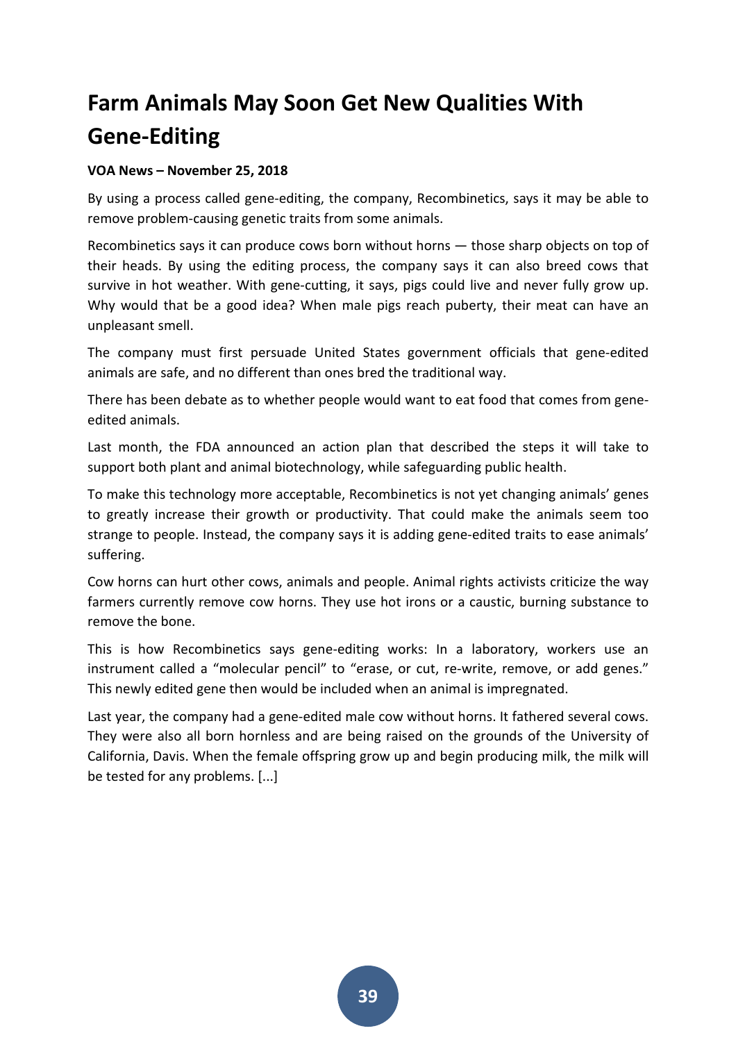# Farm Animals May Soon Get New Qualities With Gene-Editing

**VOA News – November 25, 2018**

By using a process called gene-editing, the company, Recombinetics, says it may be able to remove problem-causing genetic traits from some animals.

Recombinetics says it can produce cows born without horns — those sharp objects on top of their heads. By using the editing process, the company says it can also breed cows that survive in hot weather. With gene-cutting, it says, pigs could live and never fully grow up. Why would that be a good idea? When male pigs reach puberty, their meat can have an unpleasant smell.

The company must first persuade United States government officials that gene-edited animals are safe, and no different than ones bred the traditional way.

There has been debate as to whether people would want to eat food that comes from gene-edited animals.

Last month, the FDA announced an action plan that described the steps it will take to support both plant and animal biotechnology, while safeguarding public health.

To make this technology more acceptable, Recombinetics is not yet changing animals' genes to greatly increase their growth or productivity. That could make the animals seem too strange to people. Instead, the company says it is adding gene-edited traits to ease animals' suffering.

Cow horns can hurt other cows, animals and people. Animal rights activists criticize the way farmers currently remove cow horns. They use hot irons or a caustic, burning substance to remove the bone.

This is how Recombinetics says gene-editing works: In a laboratory, workers use an instrument called a "molecular pencil" to "erase, or cut, re-write, remove, or add genes." This newly edited gene then would be included when an animal is impregnated.

Last year, the company had a gene-edited male cow without horns. It fathered several cows. They were also all born hornless and are being raised on the grounds of the University of California, Davis. When the female offspring grow up and begin producing milk, the milk will be tested for any problems. [...]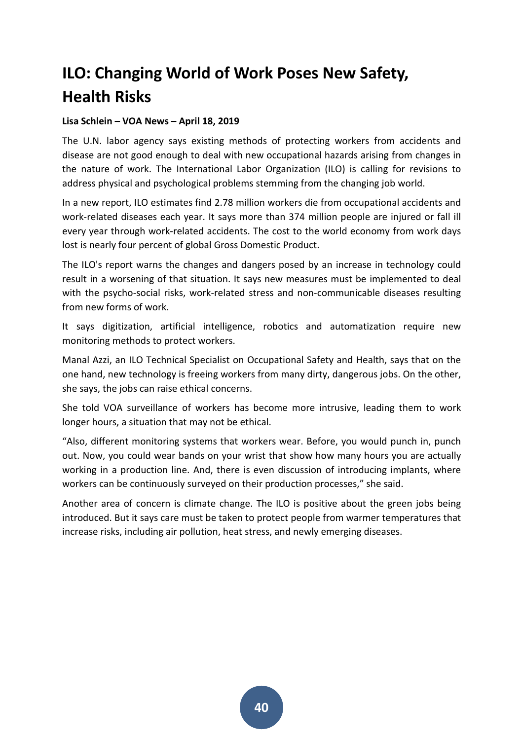# ILO: Changing World of Work Poses New Safety, Health Risks

**Lisa Schlein – VOA News – April 18, 2019**

The U.N. labor agency says existing methods of protecting workers from accidents and disease are not good enough to deal with new occupational hazards arising from changes in the nature of work. The International Labor Organization (ILO) is calling for revisions to address physical and psychological problems stemming from the changing job world.

In a new report, ILO estimates find 2.78 million workers die from occupational accidents and work-related diseases each year. It says more than 374 million people are injured or fall ill every year through work-related accidents. The cost to the world economy from work days lost is nearly four percent of global Gross Domestic Product.

The ILO's report warns the changes and dangers posed by an increase in technology could result in a worsening of that situation. It says new measures must be implemented to deal with the psycho-social risks, work-related stress and non-communicable diseases resulting from new forms of work.

It says digitization, artificial intelligence, robotics and automatization require new monitoring methods to protect workers.

Manal Azzi, an ILO Technical Specialist on Occupational Safety and Health, says that on the one hand, new technology is freeing workers from many dirty, dangerous jobs. On the other, she says, the jobs can raise ethical concerns.

She told VOA surveillance of workers has become more intrusive, leading them to work longer hours, a situation that may not be ethical.

"Also, different monitoring systems that workers wear. Before, you would punch in, punch out. Now, you could wear bands on your wrist that show how many hours you are actually working in a production line. And, there is even discussion of introducing implants, where workers can be continuously surveyed on their production processes," she said.

Another area of concern is climate change. The ILO is positive about the green jobs being introduced. But it says care must be taken to protect people from warmer temperatures that increase risks, including air pollution, heat stress, and newly emerging diseases.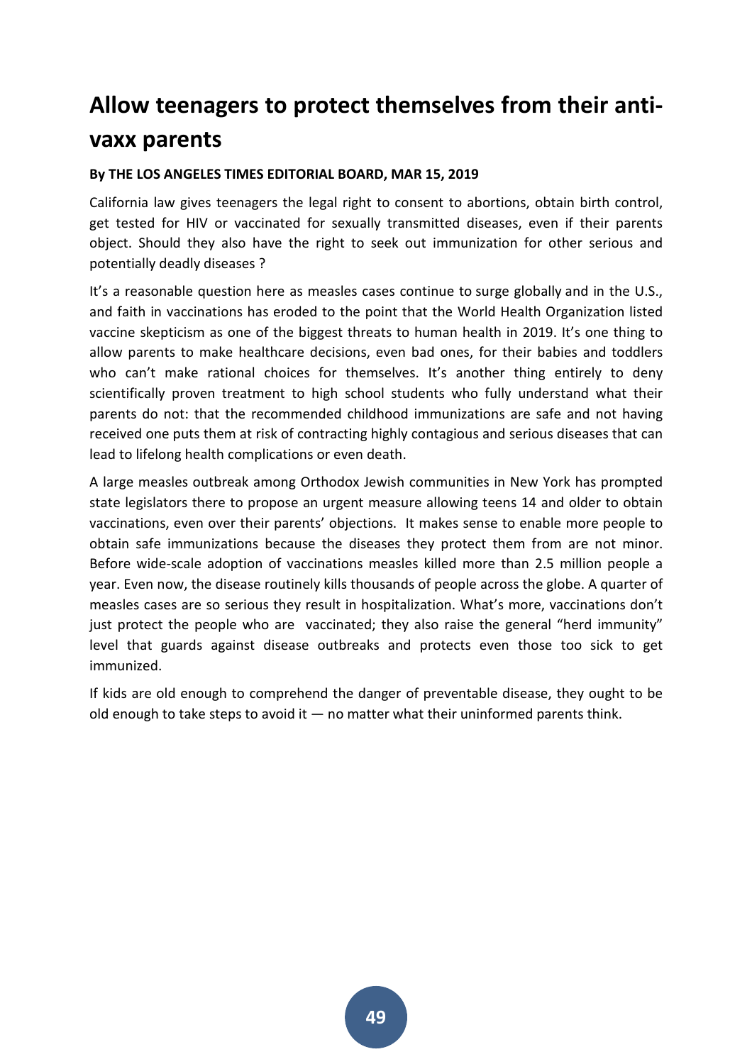# Allow teenagers to protect themselves from their anti-vaxx parents

**By THE LOS ANGELES TIMES EDITORIAL BOARD, MAR 15, 2019**

California law gives teenagers the legal right to consent to abortions, obtain birth control, get tested for HIV or vaccinated for sexually transmitted diseases, even if their parents object. Should they also have the right to seek out immunization for other serious and potentially deadly diseases ?

It's a reasonable question here as measles cases continue to surge globally and in the U.S., and faith in vaccinations has eroded to the point that the World Health Organization listed vaccine skepticism as one of the biggest threats to human health in 2019. It's one thing to allow parents to make healthcare decisions, even bad ones, for their babies and toddlers who can't make rational choices for themselves. It's another thing entirely to deny scientifically proven treatment to high school students who fully understand what their parents do not: that the recommended childhood immunizations are safe and not having received one puts them at risk of contracting highly contagious and serious diseases that can lead to lifelong health complications or even death.

A large measles outbreak among Orthodox Jewish communities in New York has prompted state legislators there to propose an urgent measure allowing teens 14 and older to obtain vaccinations, even over their parents' objections. It makes sense to enable more people to obtain safe immunizations because the diseases they protect them from are not minor. Before wide-scale adoption of vaccinations measles killed more than 2.5 million people a year. Even now, the disease routinely kills thousands of people across the globe. A quarter of measles cases are so serious they result in hospitalization. What's more, vaccinations don't just protect the people who are vaccinated; they also raise the general "herd immunity" level that guards against disease outbreaks and protects even those too sick to get immunized.

If kids are old enough to comprehend the danger of preventable disease, they ought to be old enough to take steps to avoid it — no matter what their uninformed parents think.